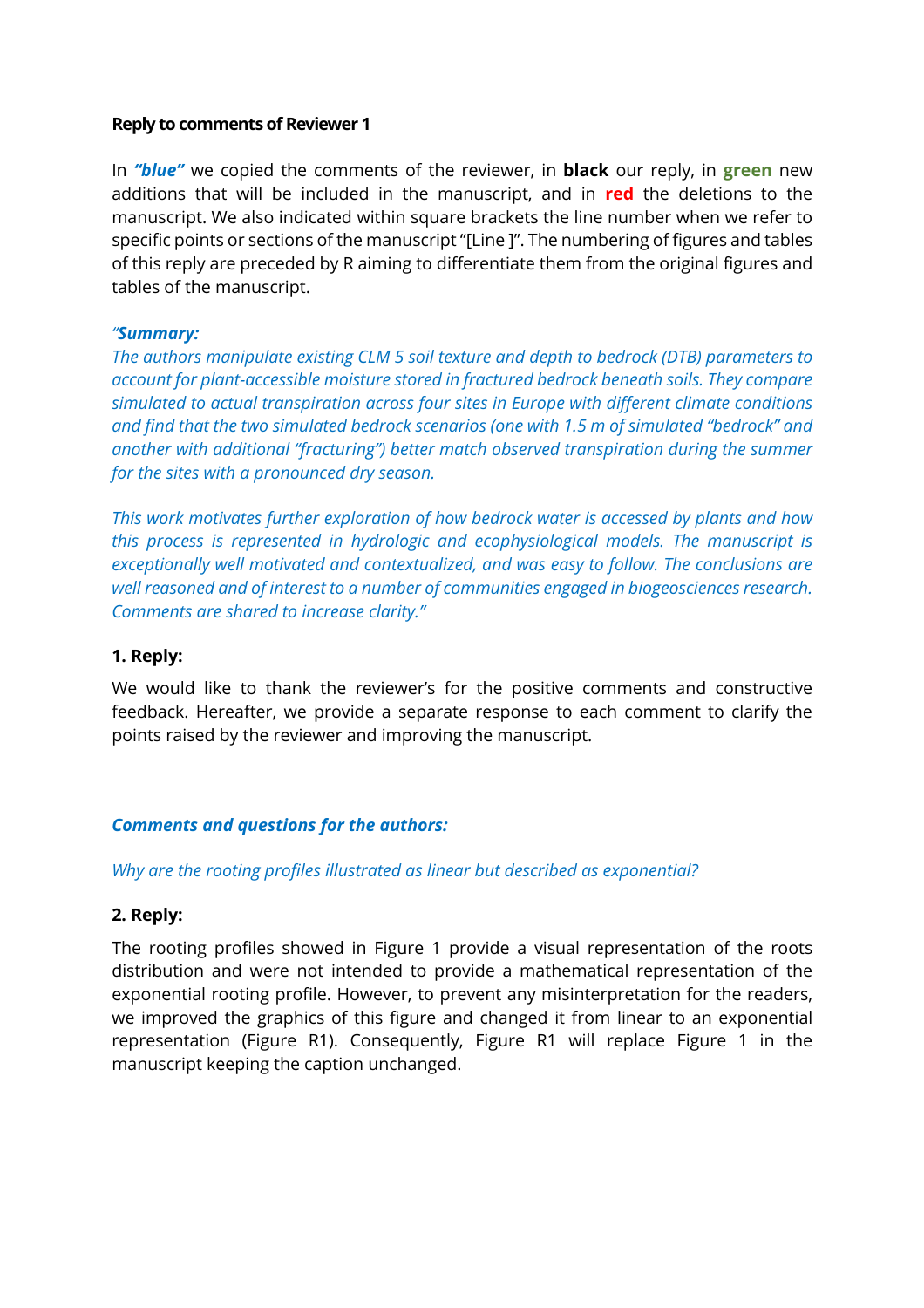**Reply to comments of Reviewer 1**

In ***"blue"*** we copied the comments of the reviewer, in **black** our reply, in **green** new additions that will be included in the manuscript, and in **red** the deletions to the manuscript. We also indicated within square brackets the line number when we refer to specific points or sections of the manuscript "[Line ]". The numbering of figures and tables of this reply are preceded by R aiming to differentiate them from the original figures and tables of the manuscript.

*"**Summary:***

*The authors manipulate existing CLM 5 soil texture and depth to bedrock (DTB) parameters to account for plant-accessible moisture stored in fractured bedrock beneath soils. They compare simulated to actual transpiration across four sites in Europe with different climate conditions and find that the two simulated bedrock scenarios (one with 1.5 m of simulated "bedrock" and another with additional "fracturing") better match observed transpiration during the summer for the sites with a pronounced dry season.*

*This work motivates further exploration of how bedrock water is accessed by plants and how this process is represented in hydrologic and ecophysiological models. The manuscript is exceptionally well motivated and contextualized, and was easy to follow. The conclusions are well reasoned and of interest to a number of communities engaged in biogeosciences research. Comments are shared to increase clarity."*

**1. Reply:**

We would like to thank the reviewer's for the positive comments and constructive feedback. Hereafter, we provide a separate response to each comment to clarify the points raised by the reviewer and improving the manuscript.

***Comments and questions for the authors:***

*Why are the rooting profiles illustrated as linear but described as exponential?*

**2. Reply:**

The rooting profiles showed in Figure 1 provide a visual representation of the roots distribution and were not intended to provide a mathematical representation of the exponential rooting profile. However, to prevent any misinterpretation for the readers, we improved the graphics of this figure and changed it from linear to an exponential representation (Figure R1). Consequently, Figure R1 will replace Figure 1 in the manuscript keeping the caption unchanged.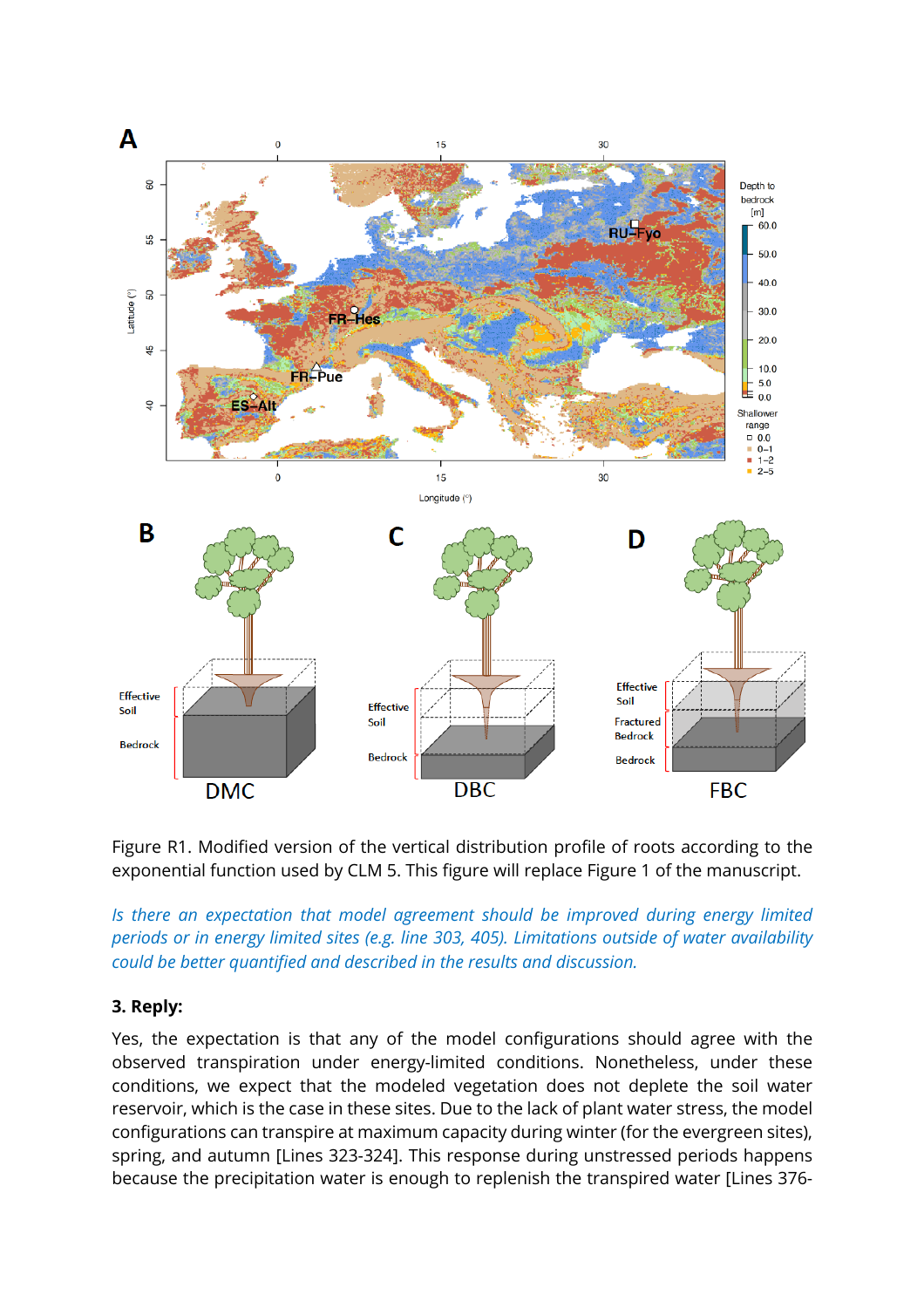Figure R1. Modified version of the vertical distribution profile of roots according to the exponential function used by CLM 5. This figure will replace Figure 1 of the manuscript.

*Is there an expectation that model agreement should be improved during energy limited periods or in energy limited sites (e.g. line 303, 405). Limitations outside of water availability could be better quantified and described in the results and discussion.*

### 3. Reply:

Yes, the expectation is that any of the model configurations should agree with the observed transpiration under energy-limited conditions. Nonetheless, under these conditions, we expect that the modeled vegetation does not deplete the soil water reservoir, which is the case in these sites. Due to the lack of plant water stress, the model configurations can transpire at maximum capacity during winter (for the evergreen sites), spring, and autumn [Lines 323-324]. This response during unstressed periods happens because the precipitation water is enough to replenish the transpired water [Lines 376-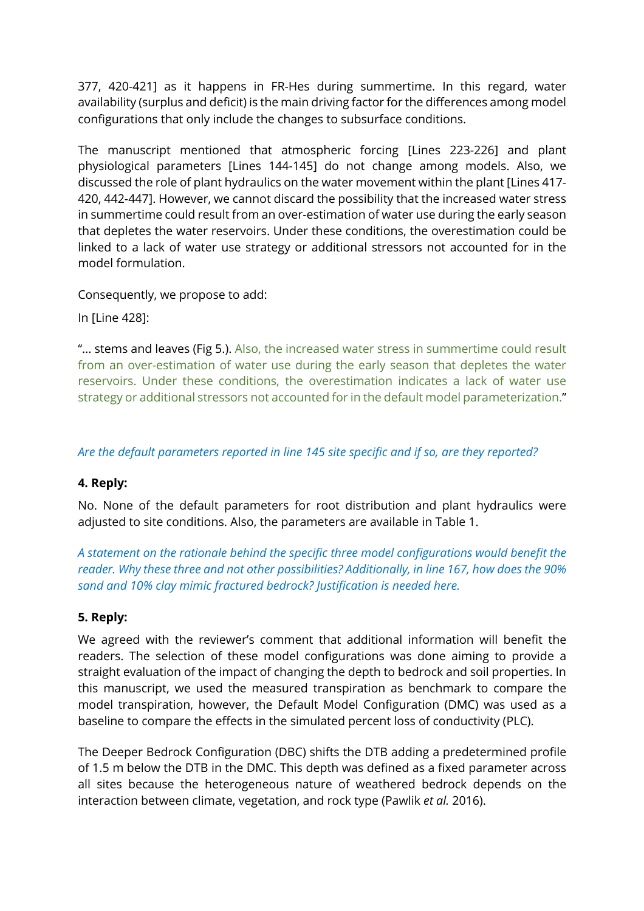377, 420-421] as it happens in FR-Hes during summertime. In this regard, water availability (surplus and deficit) is the main driving factor for the differences among model configurations that only include the changes to subsurface conditions.

The manuscript mentioned that atmospheric forcing [Lines 223-226] and plant physiological parameters [Lines 144-145] do not change among models. Also, we discussed the role of plant hydraulics on the water movement within the plant [Lines 417-420, 442-447]. However, we cannot discard the possibility that the increased water stress in summertime could result from an over-estimation of water use during the early season that depletes the water reservoirs. Under these conditions, the overestimation could be linked to a lack of water use strategy or additional stressors not accounted for in the model formulation.

Consequently, we propose to add:

In [Line 428]:

"... stems and leaves (Fig 5.). Also, the increased water stress in summertime could result from an over-estimation of water use during the early season that depletes the water reservoirs. Under these conditions, the overestimation indicates a lack of water use strategy or additional stressors not accounted for in the default model parameterization."

*Are the default parameters reported in line 145 site specific and if so, are they reported?*

**4. Reply:**

No. None of the default parameters for root distribution and plant hydraulics were adjusted to site conditions. Also, the parameters are available in Table 1.

*A statement on the rationale behind the specific three model configurations would benefit the reader. Why these three and not other possibilities? Additionally, in line 167, how does the 90% sand and 10% clay mimic fractured bedrock? Justification is needed here.*

**5. Reply:**

We agreed with the reviewer's comment that additional information will benefit the readers. The selection of these model configurations was done aiming to provide a straight evaluation of the impact of changing the depth to bedrock and soil properties. In this manuscript, we used the measured transpiration as benchmark to compare the model transpiration, however, the Default Model Configuration (DMC) was used as a baseline to compare the effects in the simulated percent loss of conductivity (PLC).

The Deeper Bedrock Configuration (DBC) shifts the DTB adding a predetermined profile of 1.5 m below the DTB in the DMC. This depth was defined as a fixed parameter across all sites because the heterogeneous nature of weathered bedrock depends on the interaction between climate, vegetation, and rock type (Pawlik *et al.* 2016).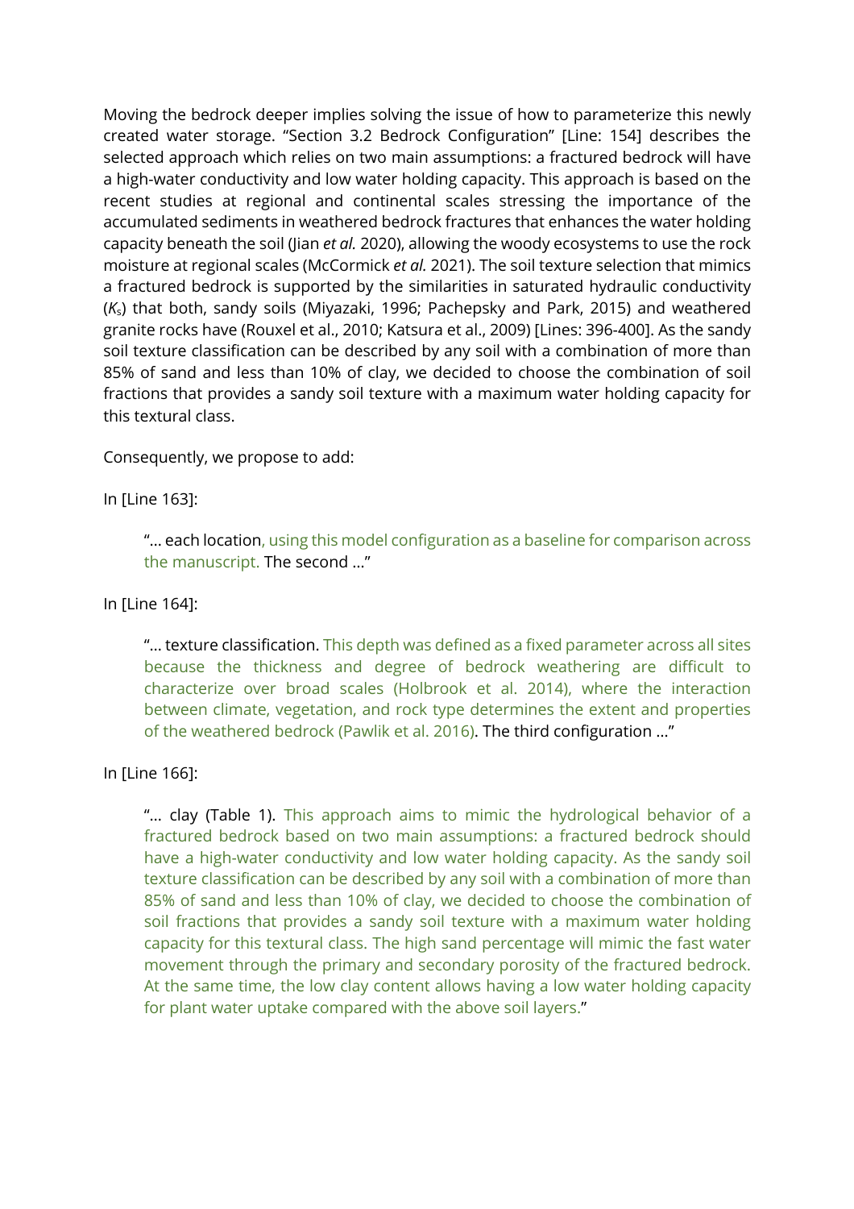Moving the bedrock deeper implies solving the issue of how to parameterize this newly created water storage. "Section 3.2 Bedrock Configuration" [Line: 154] describes the selected approach which relies on two main assumptions: a fractured bedrock will have a high-water conductivity and low water holding capacity. This approach is based on the recent studies at regional and continental scales stressing the importance of the accumulated sediments in weathered bedrock fractures that enhances the water holding capacity beneath the soil (Jian *et al.* 2020), allowing the woody ecosystems to use the rock moisture at regional scales (McCormick *et al.* 2021). The soil texture selection that mimics a fractured bedrock is supported by the similarities in saturated hydraulic conductivity ($K_s$) that both, sandy soils (Miyazaki, 1996; Pachepsky and Park, 2015) and weathered granite rocks have (Rouxel et al., 2010; Katsura et al., 2009) [Lines: 396-400]. As the sandy soil texture classification can be described by any soil with a combination of more than 85% of sand and less than 10% of clay, we decided to choose the combination of soil fractions that provides a sandy soil texture with a maximum water holding capacity for this textural class.

Consequently, we propose to add:

In [Line 163]:

> "… each location, using this model configuration as a baseline for comparison across the manuscript. The second …"

In [Line 164]:

> "… texture classification. This depth was defined as a fixed parameter across all sites because the thickness and degree of bedrock weathering are difficult to characterize over broad scales (Holbrook et al. 2014), where the interaction between climate, vegetation, and rock type determines the extent and properties of the weathered bedrock (Pawlik et al. 2016). The third configuration …"

In [Line 166]:

> "… clay (Table 1). This approach aims to mimic the hydrological behavior of a fractured bedrock based on two main assumptions: a fractured bedrock should have a high-water conductivity and low water holding capacity. As the sandy soil texture classification can be described by any soil with a combination of more than 85% of sand and less than 10% of clay, we decided to choose the combination of soil fractions that provides a sandy soil texture with a maximum water holding capacity for this textural class. The high sand percentage will mimic the fast water movement through the primary and secondary porosity of the fractured bedrock. At the same time, the low clay content allows having a low water holding capacity for plant water uptake compared with the above soil layers."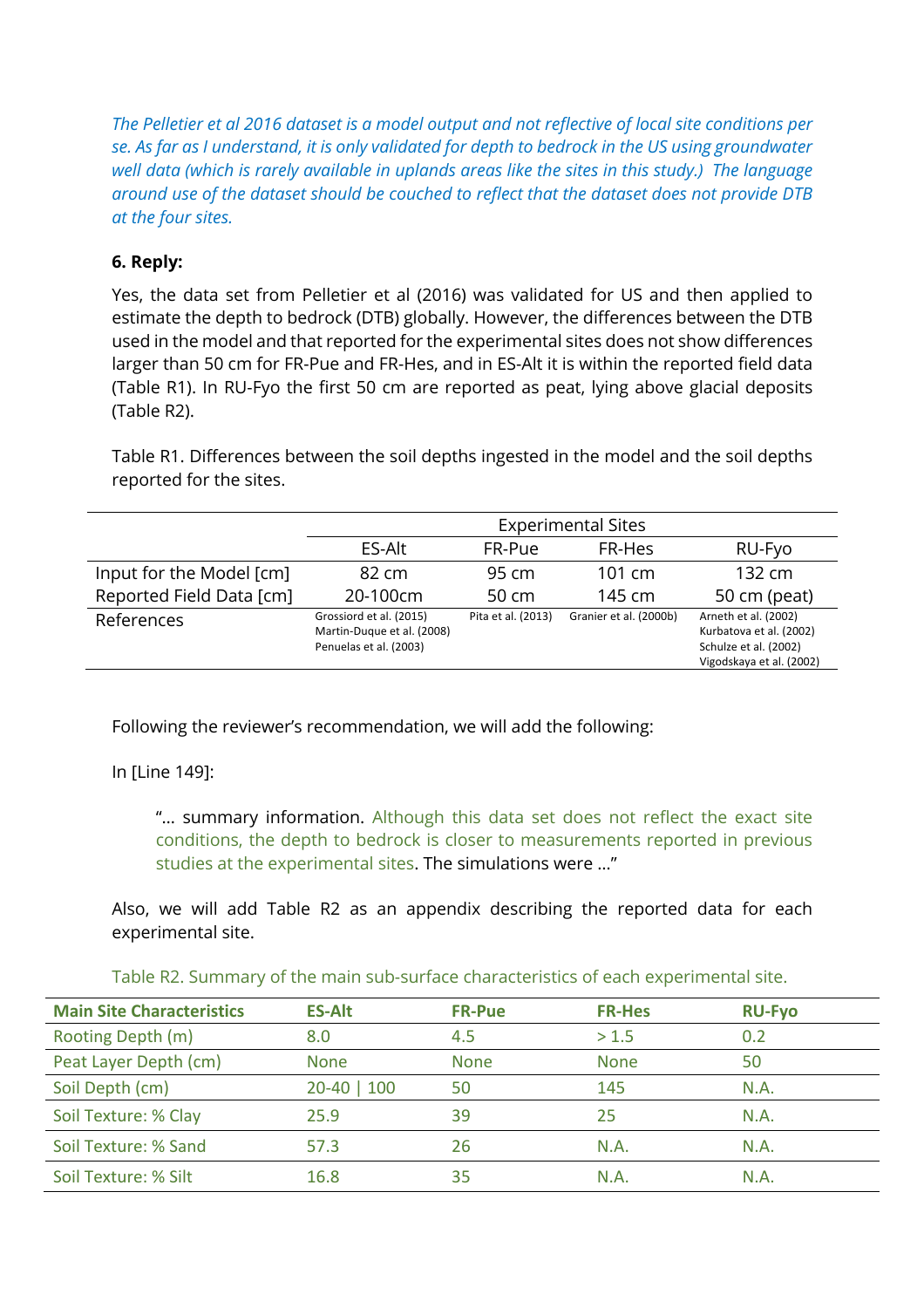*The Pelletier et al 2016 dataset is a model output and not reflective of local site conditions per se. As far as I understand, it is only validated for depth to bedrock in the US using groundwater well data (which is rarely available in uplands areas like the sites in this study.) The language around use of the dataset should be couched to reflect that the dataset does not provide DTB at the four sites.*

**6. Reply:**

Yes, the data set from Pelletier et al (2016) was validated for US and then applied to estimate the depth to bedrock (DTB) globally. However, the differences between the DTB used in the model and that reported for the experimental sites does not show differences larger than 50 cm for FR-Pue and FR-Hes, and in ES-Alt it is within the reported field data (Table R1). In RU-Fyo the first 50 cm are reported as peat, lying above glacial deposits (Table R2).

Table R1. Differences between the soil depths ingested in the model and the soil depths reported for the sites.

| | Experimental Sites | | | |
|---|---|---|---|---|
| | ES-Alt | FR-Pue | FR-Hes | RU-Fyo |
| Input for the Model [cm] | 82 cm | 95 cm | 101 cm | 132 cm |
| Reported Field Data [cm] | 20-100cm | 50 cm | 145 cm | 50 cm (peat) |
| References | Grossiord et al. (2015) Martin-Duque et al. (2008) Penuelas et al. (2003) | Pita et al. (2013) | Granier et al. (2000b) | Arneth et al. (2002) Kurbatova et al. (2002) Schulze et al. (2002) Vigodskaya et al. (2002) |

Following the reviewer's recommendation, we will add the following:

In [Line 149]:

> "... summary information. Although this data set does not reflect the exact site conditions, the depth to bedrock is closer to measurements reported in previous studies at the experimental sites. The simulations were ..."

Also, we will add Table R2 as an appendix describing the reported data for each experimental site.

Table R2. Summary of the main sub-surface characteristics of each experimental site.

| Main Site Characteristics | ES-Alt | FR-Pue | FR-Hes | RU-Fyo |
|---|---|---|---|---|
| Rooting Depth (m) | 8.0 | 4.5 | > 1.5 | 0.2 |
| Peat Layer Depth (cm) | None | None | None | 50 |
| Soil Depth (cm) | 20-40 \| 100 | 50 | 145 | N.A. |
| Soil Texture: % Clay | 25.9 | 39 | 25 | N.A. |
| Soil Texture: % Sand | 57.3 | 26 | N.A. | N.A. |
| Soil Texture: % Silt | 16.8 | 35 | N.A. | N.A. |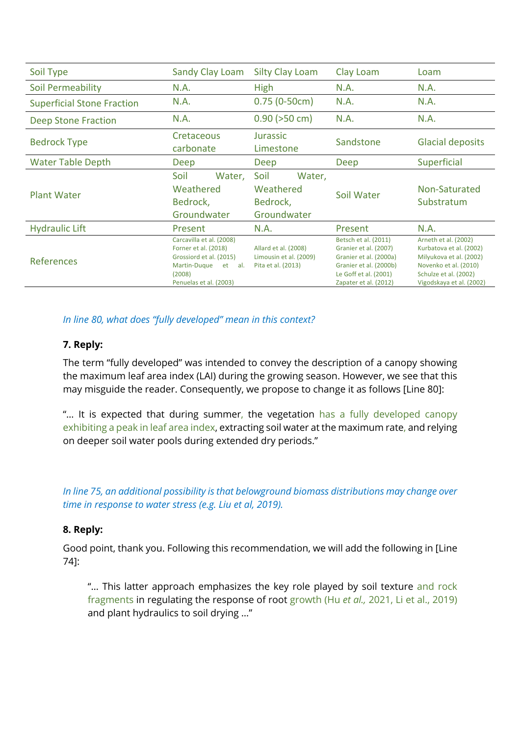| Soil Type | Sandy Clay Loam | Silty Clay Loam | Clay Loam | Loam |
|---|---|---|---|---|
| Soil Permeability | N.A. | High | N.A. | N.A. |
| Superficial Stone Fraction | N.A. | 0.75 (0-50cm) | N.A. | N.A. |
| Deep Stone Fraction | N.A. | 0.90 (>50 cm) | N.A. | N.A. |
| Bedrock Type | Cretaceous carbonate | Jurassic Limestone | Sandstone | Glacial deposits |
| Water Table Depth | Deep | Deep | Deep | Superficial |
| Plant Water | Soil Water, Weathered Bedrock, Groundwater | Soil Water, Weathered Bedrock, Groundwater | Soil Water | Non-Saturated Substratum |
| Hydraulic Lift | Present | N.A. | Present | N.A. |
| References | Carcavilla et al. (2008) Forner et al. (2018) Grossiord et al. (2015) Martin-Duque et al. (2008) Penuelas et al. (2003) | Allard et al. (2008) Limousin et al. (2009) Pita et al. (2013) | Betsch et al. (2011) Granier et al. (2007) Granier et al. (2000a) Granier et al. (2000b) Le Goff et al. (2001) Zapater et al. (2012) | Arneth et al. (2002) Kurbatova et al. (2002) Milyukova et al. (2002) Novenko et al. (2010) Schulze et al. (2002) Vigodskaya et al. (2002) |

*In line 80, what does "fully developed" mean in this context?*

**7. Reply:**

The term "fully developed" was intended to convey the description of a canopy showing the maximum leaf area index (LAI) during the growing season. However, we see that this may misguide the reader. Consequently, we propose to change it as follows [Line 80]:

"… It is expected that during summer, the vegetation has a fully developed canopy exhibiting a peak in leaf area index, extracting soil water at the maximum rate, and relying on deeper soil water pools during extended dry periods."

*In line 75, an additional possibility is that belowground biomass distributions may change over time in response to water stress (e.g. Liu et al, 2019).*

**8. Reply:**

Good point, thank you. Following this recommendation, we will add the following in [Line 74]:

> "… This latter approach emphasizes the key role played by soil texture and rock fragments in regulating the response of root growth (Hu *et al.,* 2021, Li et al., 2019) and plant hydraulics to soil drying …"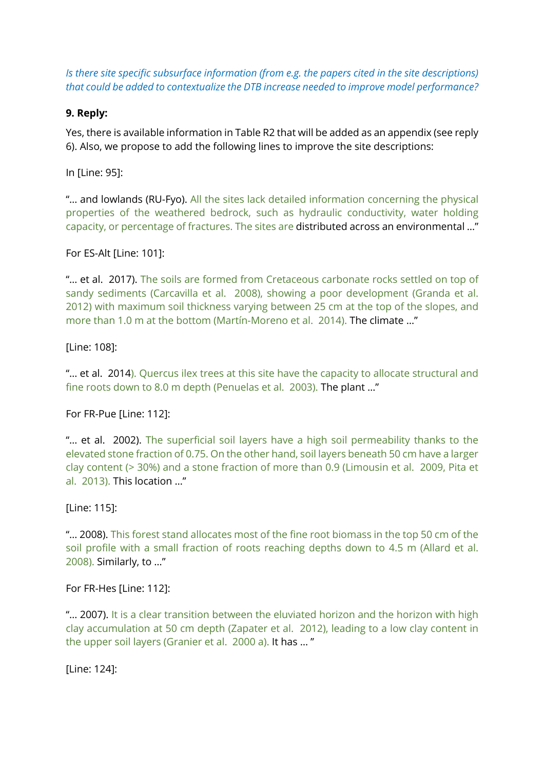*Is there site specific subsurface information (from e.g. the papers cited in the site descriptions) that could be added to contextualize the DTB increase needed to improve model performance?*

**9. Reply:**

Yes, there is available information in Table R2 that will be added as an appendix (see reply 6). Also, we propose to add the following lines to improve the site descriptions:

In [Line: 95]:

"… and lowlands (RU-Fyo). All the sites lack detailed information concerning the physical properties of the weathered bedrock, such as hydraulic conductivity, water holding capacity, or percentage of fractures. The sites are distributed across an environmental …"

For ES-Alt [Line: 101]:

"… et al. 2017). The soils are formed from Cretaceous carbonate rocks settled on top of sandy sediments (Carcavilla et al. 2008), showing a poor development (Granda et al. 2012) with maximum soil thickness varying between 25 cm at the top of the slopes, and more than 1.0 m at the bottom (Martín-Moreno et al. 2014). The climate …"

[Line: 108]:

"… et al. 2014). Quercus ilex trees at this site have the capacity to allocate structural and fine roots down to 8.0 m depth (Penuelas et al. 2003). The plant …"

For FR-Pue [Line: 112]:

"… et al. 2002). The superficial soil layers have a high soil permeability thanks to the elevated stone fraction of 0.75. On the other hand, soil layers beneath 50 cm have a larger clay content (> 30%) and a stone fraction of more than 0.9 (Limousin et al. 2009, Pita et al. 2013). This location …"

[Line: 115]:

"… 2008). This forest stand allocates most of the fine root biomass in the top 50 cm of the soil profile with a small fraction of roots reaching depths down to 4.5 m (Allard et al. 2008). Similarly, to …"

For FR-Hes [Line: 112]:

"… 2007). It is a clear transition between the eluviated horizon and the horizon with high clay accumulation at 50 cm depth (Zapater et al. 2012), leading to a low clay content in the upper soil layers (Granier et al. 2000 a). It has … "

[Line: 124]: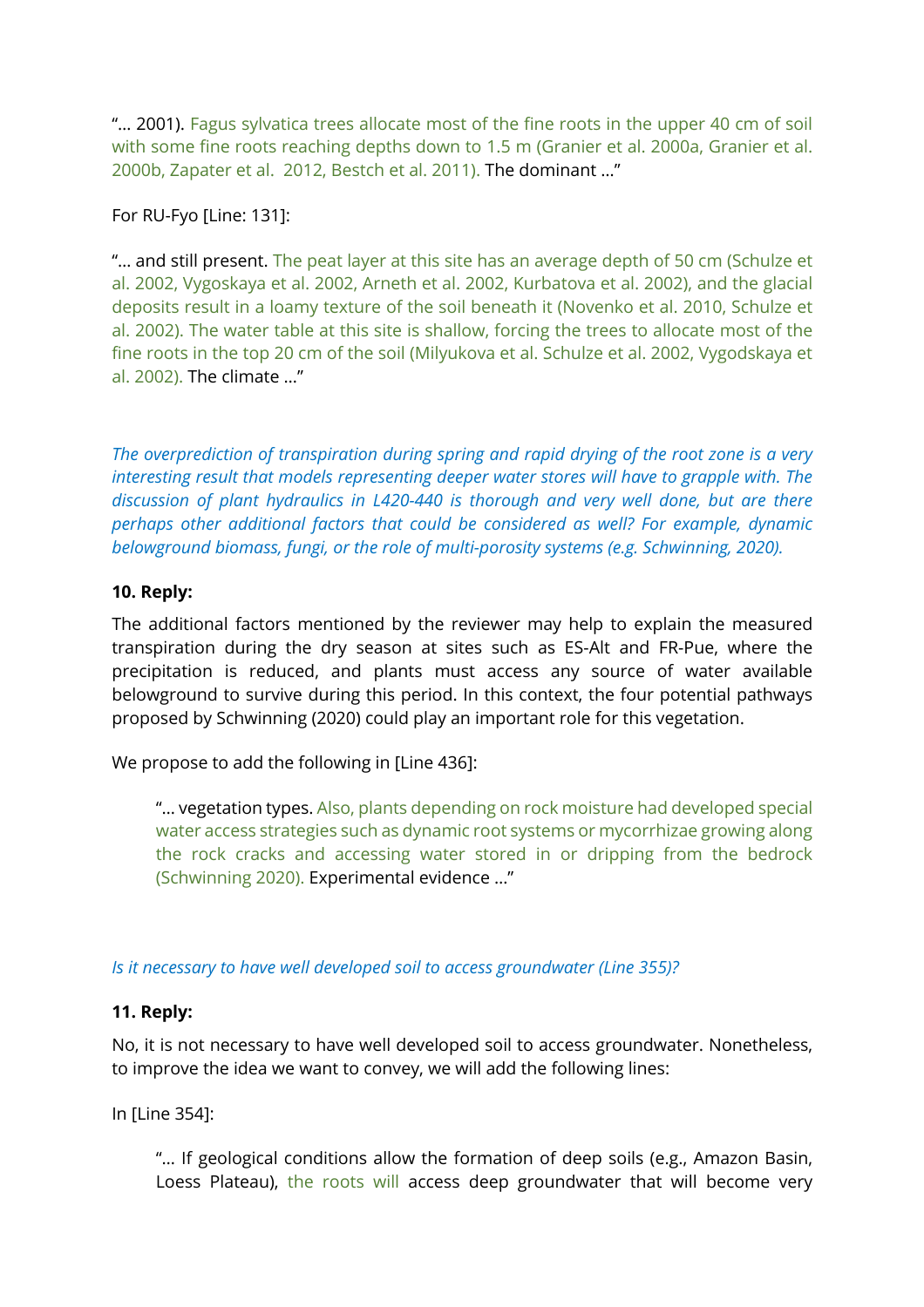"... 2001). Fagus sylvatica trees allocate most of the fine roots in the upper 40 cm of soil with some fine roots reaching depths down to 1.5 m (Granier et al. 2000a, Granier et al. 2000b, Zapater et al. 2012, Bestch et al. 2011). The dominant ..."

For RU-Fyo [Line: 131]:

"... and still present. The peat layer at this site has an average depth of 50 cm (Schulze et al. 2002, Vygoskaya et al. 2002, Arneth et al. 2002, Kurbatova et al. 2002), and the glacial deposits result in a loamy texture of the soil beneath it (Novenko et al. 2010, Schulze et al. 2002). The water table at this site is shallow, forcing the trees to allocate most of the fine roots in the top 20 cm of the soil (Milyukova et al. Schulze et al. 2002, Vygodskaya et al. 2002). The climate ..."

*The overprediction of transpiration during spring and rapid drying of the root zone is a very interesting result that models representing deeper water stores will have to grapple with. The discussion of plant hydraulics in L420-440 is thorough and very well done, but are there perhaps other additional factors that could be considered as well? For example, dynamic belowground biomass, fungi, or the role of multi-porosity systems (e.g. Schwinning, 2020).*

**10. Reply:**

The additional factors mentioned by the reviewer may help to explain the measured transpiration during the dry season at sites such as ES-Alt and FR-Pue, where the precipitation is reduced, and plants must access any source of water available belowground to survive during this period. In this context, the four potential pathways proposed by Schwinning (2020) could play an important role for this vegetation.

We propose to add the following in [Line 436]:

> "... vegetation types. Also, plants depending on rock moisture had developed special water access strategies such as dynamic root systems or mycorrhizae growing along the rock cracks and accessing water stored in or dripping from the bedrock (Schwinning 2020). Experimental evidence ..."

*Is it necessary to have well developed soil to access groundwater (Line 355)?*

**11. Reply:**

No, it is not necessary to have well developed soil to access groundwater. Nonetheless, to improve the idea we want to convey, we will add the following lines:

In [Line 354]:

> "... If geological conditions allow the formation of deep soils (e.g., Amazon Basin, Loess Plateau), the roots will access deep groundwater that will become very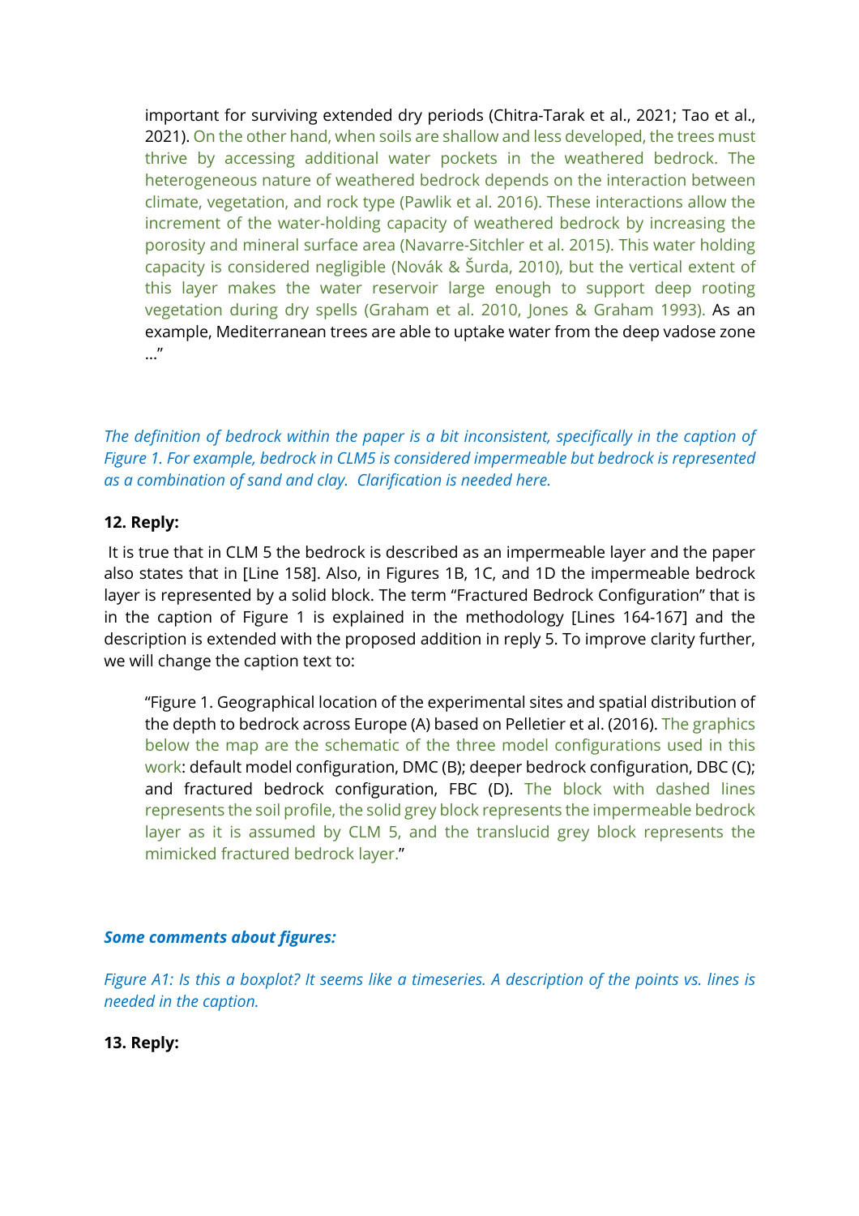important for surviving extended dry periods (Chitra-Tarak et al., 2021; Tao et al., 2021). On the other hand, when soils are shallow and less developed, the trees must thrive by accessing additional water pockets in the weathered bedrock. The heterogeneous nature of weathered bedrock depends on the interaction between climate, vegetation, and rock type (Pawlik et al. 2016). These interactions allow the increment of the water-holding capacity of weathered bedrock by increasing the porosity and mineral surface area (Navarre-Sitchler et al. 2015). This water holding capacity is considered negligible (Novák & Šurda, 2010), but the vertical extent of this layer makes the water reservoir large enough to support deep rooting vegetation during dry spells (Graham et al. 2010, Jones & Graham 1993). As an example, Mediterranean trees are able to uptake water from the deep vadose zone …"

*The definition of bedrock within the paper is a bit inconsistent, specifically in the caption of Figure 1. For example, bedrock in CLM5 is considered impermeable but bedrock is represented as a combination of sand and clay. Clarification is needed here.*

**12. Reply:**

It is true that in CLM 5 the bedrock is described as an impermeable layer and the paper also states that in [Line 158]. Also, in Figures 1B, 1C, and 1D the impermeable bedrock layer is represented by a solid block. The term "Fractured Bedrock Configuration" that is in the caption of Figure 1 is explained in the methodology [Lines 164-167] and the description is extended with the proposed addition in reply 5. To improve clarity further, we will change the caption text to:

"Figure 1. Geographical location of the experimental sites and spatial distribution of the depth to bedrock across Europe (A) based on Pelletier et al. (2016). The graphics below the map are the schematic of the three model configurations used in this work: default model configuration, DMC (B); deeper bedrock configuration, DBC (C); and fractured bedrock configuration, FBC (D). The block with dashed lines represents the soil profile, the solid grey block represents the impermeable bedrock layer as it is assumed by CLM 5, and the translucid grey block represents the mimicked fractured bedrock layer."

***Some comments about figures:***

*Figure A1: Is this a boxplot? It seems like a timeseries. A description of the points vs. lines is needed in the caption.*

**13. Reply:**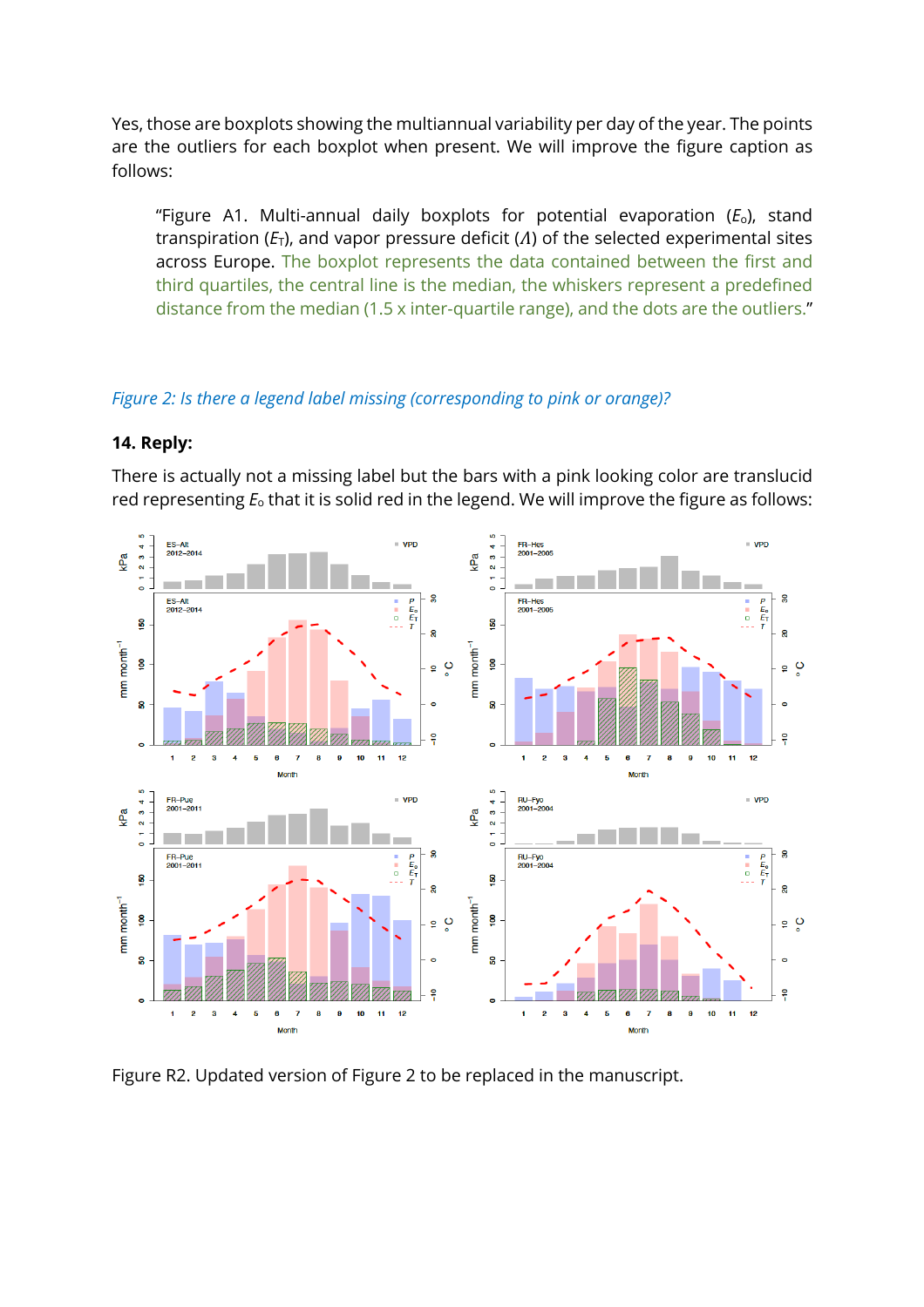Yes, those are boxplots showing the multiannual variability per day of the year. The points are the outliers for each boxplot when present. We will improve the figure caption as follows:

> "Figure A1. Multi-annual daily boxplots for potential evaporation ($E_o$), stand transpiration ($E_T$), and vapor pressure deficit ($Λ$) of the selected experimental sites across Europe. The boxplot represents the data contained between the first and third quartiles, the central line is the median, the whiskers represent a predefined distance from the median (1.5 x inter-quartile range), and the dots are the outliers."

*Figure 2: Is there a legend label missing (corresponding to pink or orange)?*

**14. Reply:**

There is actually not a missing label but the bars with a pink looking color are translucid red representing $E_o$ that it is solid red in the legend. We will improve the figure as follows:

Figure R2. Updated version of Figure 2 to be replaced in the manuscript.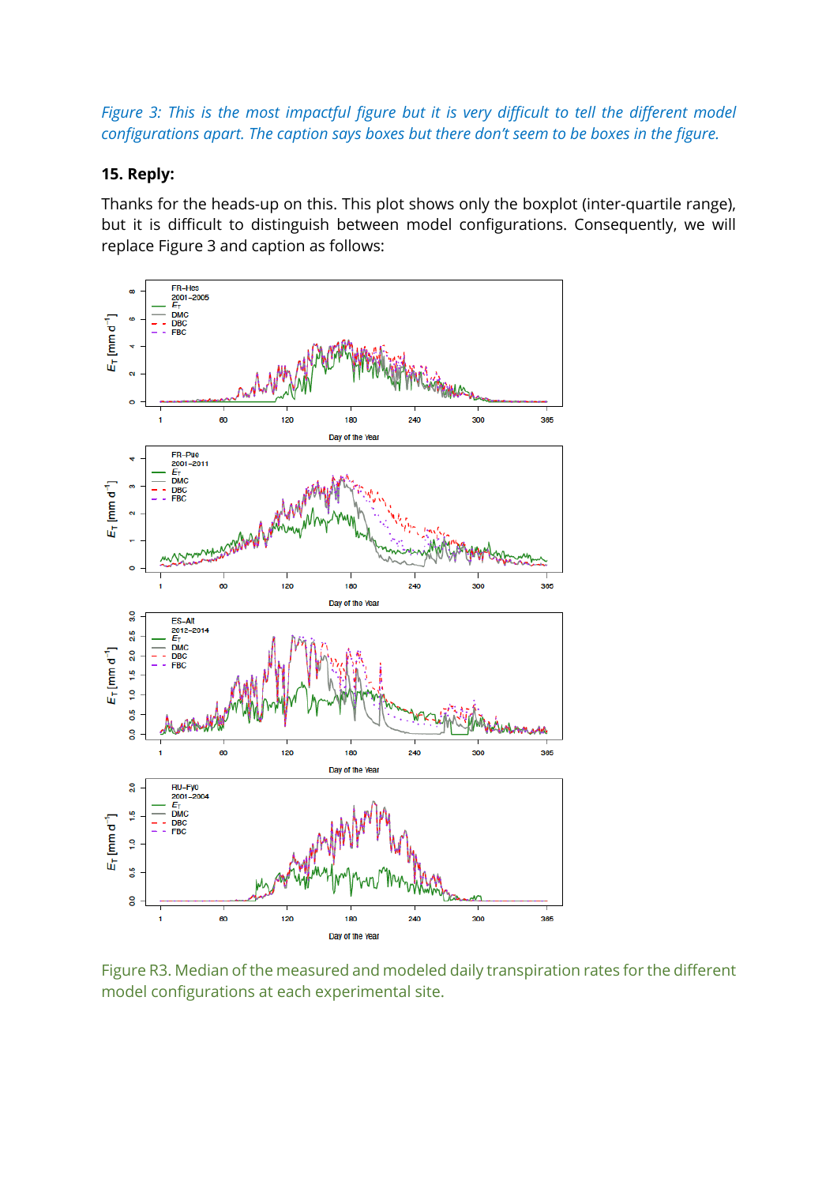*Figure 3: This is the most impactful figure but it is very difficult to tell the different model configurations apart. The caption says boxes but there don't seem to be boxes in the figure.*

**15. Reply:**

Thanks for the heads-up on this. This plot shows only the boxplot (inter-quartile range), but it is difficult to distinguish between model configurations. Consequently, we will replace Figure 3 and caption as follows:

Figure R3. Median of the measured and modeled daily transpiration rates for the different model configurations at each experimental site.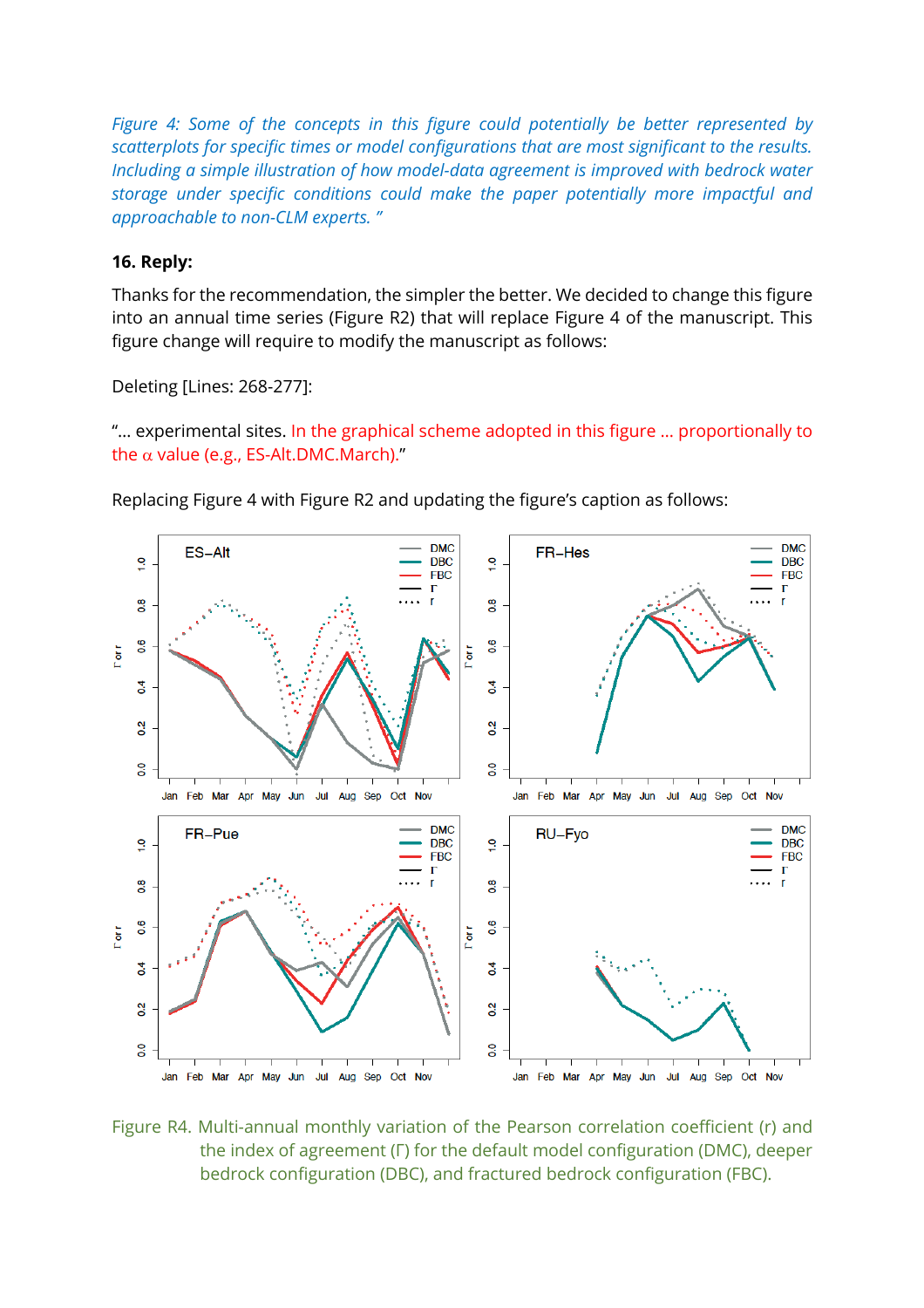*Figure 4: Some of the concepts in this figure could potentially be better represented by scatterplots for specific times or model configurations that are most significant to the results. Including a simple illustration of how model-data agreement is improved with bedrock water storage under specific conditions could make the paper potentially more impactful and approachable to non-CLM experts. "*

**16. Reply:**

Thanks for the recommendation, the simpler the better. We decided to change this figure into an annual time series (Figure R2) that will replace Figure 4 of the manuscript. This figure change will require to modify the manuscript as follows:

Deleting [Lines: 268-277]:

"… experimental sites. In the graphical scheme adopted in this figure … proportionally to the α value (e.g., ES-Alt.DMC.March)."

Replacing Figure 4 with Figure R2 and updating the figure's caption as follows:

Figure R4. Multi-annual monthly variation of the Pearson correlation coefficient (r) and the index of agreement (Γ) for the default model configuration (DMC), deeper bedrock configuration (DBC), and fractured bedrock configuration (FBC).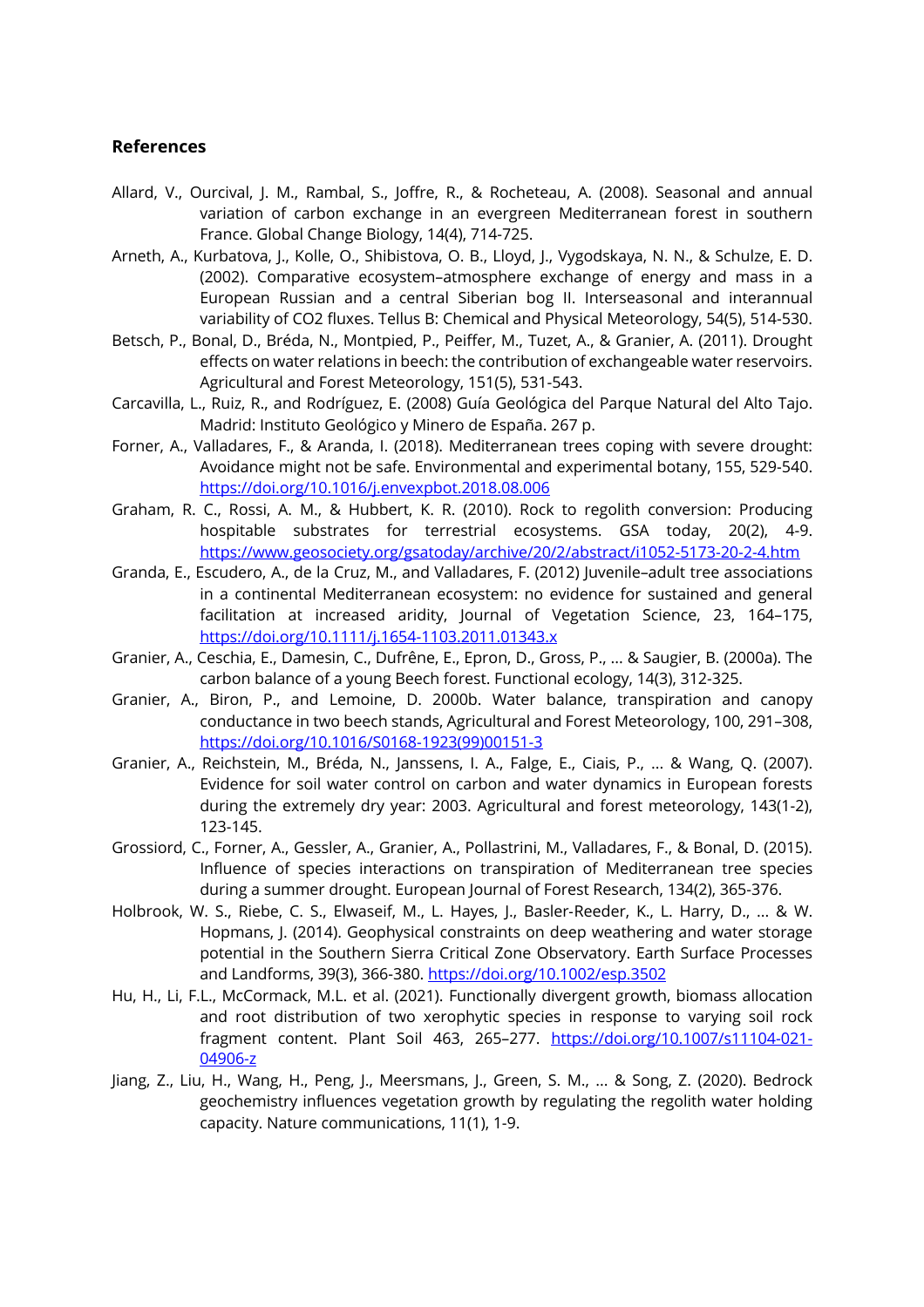## References

Allard, V., Ourcival, J. M., Rambal, S., Joffre, R., & Rocheteau, A. (2008). Seasonal and annual variation of carbon exchange in an evergreen Mediterranean forest in southern France. Global Change Biology, 14(4), 714-725.

Arneth, A., Kurbatova, J., Kolle, O., Shibistova, O. B., Lloyd, J., Vygodskaya, N. N., & Schulze, E. D. (2002). Comparative ecosystem–atmosphere exchange of energy and mass in a European Russian and a central Siberian bog II. Interseasonal and interannual variability of CO2 fluxes. Tellus B: Chemical and Physical Meteorology, 54(5), 514-530.

Betsch, P., Bonal, D., Bréda, N., Montpied, P., Peiffer, M., Tuzet, A., & Granier, A. (2011). Drought effects on water relations in beech: the contribution of exchangeable water reservoirs. Agricultural and Forest Meteorology, 151(5), 531-543.

Carcavilla, L., Ruiz, R., and Rodríguez, E. (2008) Guía Geológica del Parque Natural del Alto Tajo. Madrid: Instituto Geológico y Minero de España. 267 p.

Forner, A., Valladares, F., & Aranda, I. (2018). Mediterranean trees coping with severe drought: Avoidance might not be safe. Environmental and experimental botany, 155, 529-540. https://doi.org/10.1016/j.envexpbot.2018.08.006

Graham, R. C., Rossi, A. M., & Hubbert, K. R. (2010). Rock to regolith conversion: Producing hospitable substrates for terrestrial ecosystems. GSA today, 20(2), 4-9. https://www.geosociety.org/gsatoday/archive/20/2/abstract/i1052-5173-20-2-4.htm

Granda, E., Escudero, A., de la Cruz, M., and Valladares, F. (2012) Juvenile–adult tree associations in a continental Mediterranean ecosystem: no evidence for sustained and general facilitation at increased aridity, Journal of Vegetation Science, 23, 164–175, https://doi.org/10.1111/j.1654-1103.2011.01343.x

Granier, A., Ceschia, E., Damesin, C., Dufrêne, E., Epron, D., Gross, P., ... & Saugier, B. (2000a). The carbon balance of a young Beech forest. Functional ecology, 14(3), 312-325.

Granier, A., Biron, P., and Lemoine, D. 2000b. Water balance, transpiration and canopy conductance in two beech stands, Agricultural and Forest Meteorology, 100, 291–308, https://doi.org/10.1016/S0168-1923(99)00151-3

Granier, A., Reichstein, M., Bréda, N., Janssens, I. A., Falge, E., Ciais, P., ... & Wang, Q. (2007). Evidence for soil water control on carbon and water dynamics in European forests during the extremely dry year: 2003. Agricultural and forest meteorology, 143(1-2), 123-145.

Grossiord, C., Forner, A., Gessler, A., Granier, A., Pollastrini, M., Valladares, F., & Bonal, D. (2015). Influence of species interactions on transpiration of Mediterranean tree species during a summer drought. European Journal of Forest Research, 134(2), 365-376.

Holbrook, W. S., Riebe, C. S., Elwaseif, M., L. Hayes, J., Basler-Reeder, K., L. Harry, D., ... & W. Hopmans, J. (2014). Geophysical constraints on deep weathering and water storage potential in the Southern Sierra Critical Zone Observatory. Earth Surface Processes and Landforms, 39(3), 366-380. https://doi.org/10.1002/esp.3502

Hu, H., Li, F.L., McCormack, M.L. et al. (2021). Functionally divergent growth, biomass allocation and root distribution of two xerophytic species in response to varying soil rock fragment content. Plant Soil 463, 265–277. https://doi.org/10.1007/s11104-021-04906-z

Jiang, Z., Liu, H., Wang, H., Peng, J., Meersmans, J., Green, S. M., ... & Song, Z. (2020). Bedrock geochemistry influences vegetation growth by regulating the regolith water holding capacity. Nature communications, 11(1), 1-9.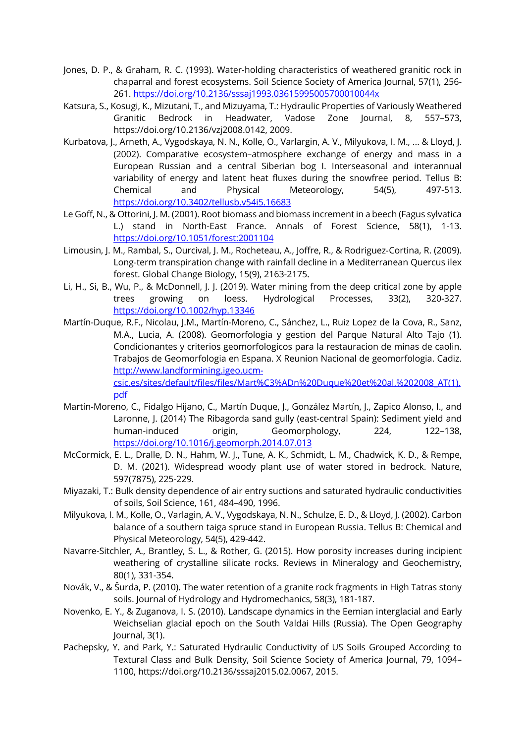Jones, D. P., & Graham, R. C. (1993). Water-holding characteristics of weathered granitic rock in chaparral and forest ecosystems. Soil Science Society of America Journal, 57(1), 256-261. https://doi.org/10.2136/sssaj1993.03615995005700010044x

Katsura, S., Kosugi, K., Mizutani, T., and Mizuyama, T.: Hydraulic Properties of Variously Weathered Granitic Bedrock in Headwater, Vadose Zone Journal, 8, 557–573, https://doi.org/10.2136/vzj2008.0142, 2009.

Kurbatova, J., Arneth, A., Vygodskaya, N. N., Kolle, O., Varlargin, A. V., Milyukova, I. M., ... & Lloyd, J. (2002). Comparative ecosystem–atmosphere exchange of energy and mass in a European Russian and a central Siberian bog I. Interseasonal and interannual variability of energy and latent heat fluxes during the snowfree period. Tellus B: Chemical and Physical Meteorology, 54(5), 497-513. https://doi.org/10.3402/tellusb.v54i5.16683

Le Goff, N., & Ottorini, J. M. (2001). Root biomass and biomass increment in a beech (Fagus sylvatica L.) stand in North-East France. Annals of Forest Science, 58(1), 1-13. https://doi.org/10.1051/forest:2001104

Limousin, J. M., Rambal, S., Ourcival, J. M., Rocheteau, A., Joffre, R., & Rodriguez-Cortina, R. (2009). Long-term transpiration change with rainfall decline in a Mediterranean Quercus ilex forest. Global Change Biology, 15(9), 2163-2175.

Li, H., Si, B., Wu, P., & McDonnell, J. J. (2019). Water mining from the deep critical zone by apple trees growing on loess. Hydrological Processes, 33(2), 320-327. https://doi.org/10.1002/hyp.13346

Martín-Duque, R.F., Nicolau, J.M., Martín-Moreno, C., Sánchez, L., Ruiz Lopez de la Cova, R., Sanz, M.A., Lucia, A. (2008). Geomorfologia y gestion del Parque Natural Alto Tajo (1). Condicionantes y criterios geomorfologicos para la restauracion de minas de caolin. Trabajos de Geomorfologia en Espana. X Reunion Nacional de geomorfologia. Cadiz. http://www.landformining.igeo.ucm-csic.es/sites/default/files/files/Mart%C3%ADn%20Duque%20et%20al,%202008_AT(1).pdf

Martín-Moreno, C., Fidalgo Hijano, C., Martín Duque, J., González Martín, J., Zapico Alonso, I., and Laronne, J. (2014) The Ribagorda sand gully (east-central Spain): Sediment yield and human-induced origin, Geomorphology, 224, 122–138, https://doi.org/10.1016/j.geomorph.2014.07.013

McCormick, E. L., Dralle, D. N., Hahm, W. J., Tune, A. K., Schmidt, L. M., Chadwick, K. D., & Rempe, D. M. (2021). Widespread woody plant use of water stored in bedrock. Nature, 597(7875), 225-229.

Miyazaki, T.: Bulk density dependence of air entry suctions and saturated hydraulic conductivities of soils, Soil Science, 161, 484–490, 1996.

Milyukova, I. M., Kolle, O., Varlagin, A. V., Vygodskaya, N. N., Schulze, E. D., & Lloyd, J. (2002). Carbon balance of a southern taiga spruce stand in European Russia. Tellus B: Chemical and Physical Meteorology, 54(5), 429-442.

Navarre-Sitchler, A., Brantley, S. L., & Rother, G. (2015). How porosity increases during incipient weathering of crystalline silicate rocks. Reviews in Mineralogy and Geochemistry, 80(1), 331-354.

Novák, V., & Šurda, P. (2010). The water retention of a granite rock fragments in High Tatras stony soils. Journal of Hydrology and Hydromechanics, 58(3), 181-187.

Novenko, E. Y., & Zuganova, I. S. (2010). Landscape dynamics in the Eemian interglacial and Early Weichselian glacial epoch on the South Valdai Hills (Russia). The Open Geography Journal, 3(1).

Pachepsky, Y. and Park, Y.: Saturated Hydraulic Conductivity of US Soils Grouped According to Textural Class and Bulk Density, Soil Science Society of America Journal, 79, 1094–1100, https://doi.org/10.2136/sssaj2015.02.0067, 2015.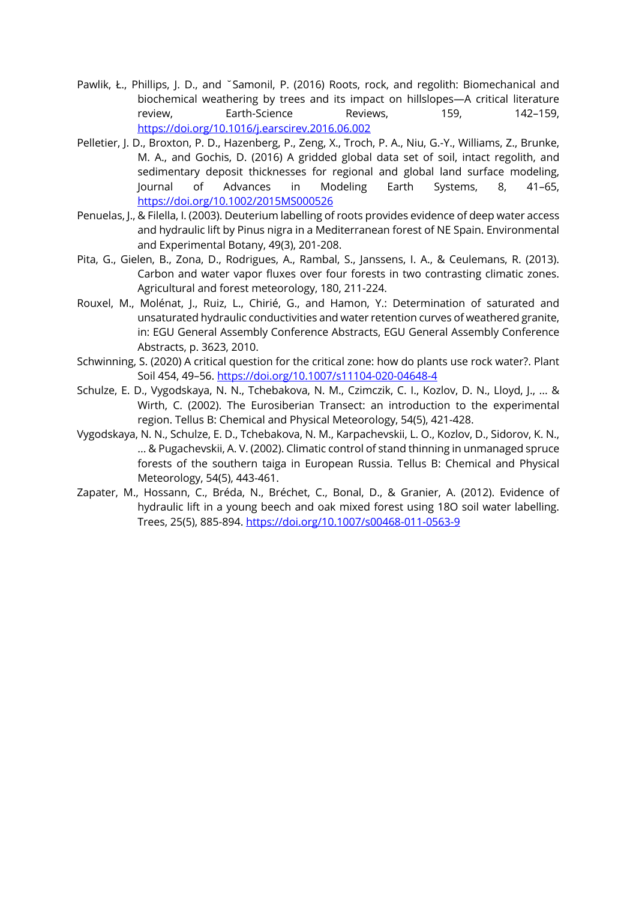Pawlik, Ł., Phillips, J. D., and ˇSamonil, P. (2016) Roots, rock, and regolith: Biomechanical and biochemical weathering by trees and its impact on hillslopes—A critical literature review, Earth-Science Reviews, 159, 142–159, https://doi.org/10.1016/j.earscirev.2016.06.002

Pelletier, J. D., Broxton, P. D., Hazenberg, P., Zeng, X., Troch, P. A., Niu, G.-Y., Williams, Z., Brunke, M. A., and Gochis, D. (2016) A gridded global data set of soil, intact regolith, and sedimentary deposit thicknesses for regional and global land surface modeling, Journal of Advances in Modeling Earth Systems, 8, 41–65, https://doi.org/10.1002/2015MS000526

Penuelas, J., & Filella, I. (2003). Deuterium labelling of roots provides evidence of deep water access and hydraulic lift by Pinus nigra in a Mediterranean forest of NE Spain. Environmental and Experimental Botany, 49(3), 201-208.

Pita, G., Gielen, B., Zona, D., Rodrigues, A., Rambal, S., Janssens, I. A., & Ceulemans, R. (2013). Carbon and water vapor fluxes over four forests in two contrasting climatic zones. Agricultural and forest meteorology, 180, 211-224.

Rouxel, M., Molénat, J., Ruiz, L., Chirié, G., and Hamon, Y.: Determination of saturated and unsaturated hydraulic conductivities and water retention curves of weathered granite, in: EGU General Assembly Conference Abstracts, EGU General Assembly Conference Abstracts, p. 3623, 2010.

Schwinning, S. (2020) A critical question for the critical zone: how do plants use rock water?. Plant Soil 454, 49–56. https://doi.org/10.1007/s11104-020-04648-4

Schulze, E. D., Vygodskaya, N. N., Tchebakova, N. M., Czimczik, C. I., Kozlov, D. N., Lloyd, J., ... & Wirth, C. (2002). The Eurosiberian Transect: an introduction to the experimental region. Tellus B: Chemical and Physical Meteorology, 54(5), 421-428.

Vygodskaya, N. N., Schulze, E. D., Tchebakova, N. M., Karpachevskii, L. O., Kozlov, D., Sidorov, K. N., ... & Pugachevskii, A. V. (2002). Climatic control of stand thinning in unmanaged spruce forests of the southern taiga in European Russia. Tellus B: Chemical and Physical Meteorology, 54(5), 443-461.

Zapater, M., Hossann, C., Bréda, N., Bréchet, C., Bonal, D., & Granier, A. (2012). Evidence of hydraulic lift in a young beech and oak mixed forest using 18O soil water labelling. Trees, 25(5), 885-894. https://doi.org/10.1007/s00468-011-0563-9